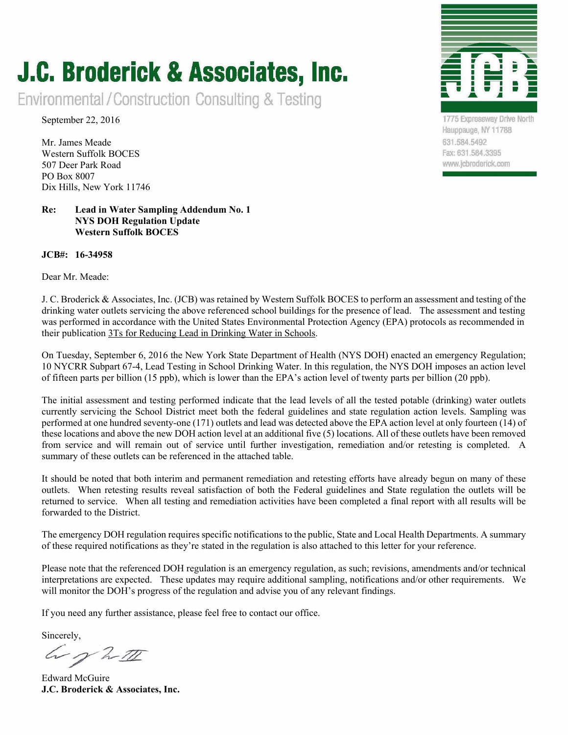# J.C. Broderick & Associates, Inc.

Environmental / Construction Consulting & Testing

1775 Expressway Drive North
Hauppauge, NY 11788
631.584.5492
Fax: 631.584.3395
www.jcbroderick.com

September 22, 2016

Mr. James Meade
Western Suffolk BOCES
507 Deer Park Road
PO Box 8007
Dix Hills, New York 11746

**Re: Lead in Water Sampling Addendum No. 1**
**NYS DOH Regulation Update**
**Western Suffolk BOCES**

**JCB#: 16-34958**

Dear Mr. Meade:

J. C. Broderick & Associates, Inc. (JCB) was retained by Western Suffolk BOCES to perform an assessment and testing of the drinking water outlets servicing the above referenced school buildings for the presence of lead. The assessment and testing was performed in accordance with the United States Environmental Protection Agency (EPA) protocols as recommended in their publication 3Ts for Reducing Lead in Drinking Water in Schools.

On Tuesday, September 6, 2016 the New York State Department of Health (NYS DOH) enacted an emergency Regulation; 10 NYCRR Subpart 67-4, Lead Testing in School Drinking Water. In this regulation, the NYS DOH imposes an action level of fifteen parts per billion (15 ppb), which is lower than the EPA's action level of twenty parts per billion (20 ppb).

The initial assessment and testing performed indicate that the lead levels of all the tested potable (drinking) water outlets currently servicing the School District meet both the federal guidelines and state regulation action levels. Sampling was performed at one hundred seventy-one (171) outlets and lead was detected above the EPA action level at only fourteen (14) of these locations and above the new DOH action level at an additional five (5) locations. All of these outlets have been removed from service and will remain out of service until further investigation, remediation and/or retesting is completed. A summary of these outlets can be referenced in the attached table.

It should be noted that both interim and permanent remediation and retesting efforts have already begun on many of these outlets. When retesting results reveal satisfaction of both the Federal guidelines and State regulation the outlets will be returned to service. When all testing and remediation activities have been completed a final report with all results will be forwarded to the District.

The emergency DOH regulation requires specific notifications to the public, State and Local Health Departments. A summary of these required notifications as they're stated in the regulation is also attached to this letter for your reference.

Please note that the referenced DOH regulation is an emergency regulation, as such; revisions, amendments and/or technical interpretations are expected. These updates may require additional sampling, notifications and/or other requirements. We will monitor the DOH's progress of the regulation and advise you of any relevant findings.

If you need any further assistance, please feel free to contact our office.

Sincerely,

Edward McGuire
**J.C. Broderick & Associates, Inc.**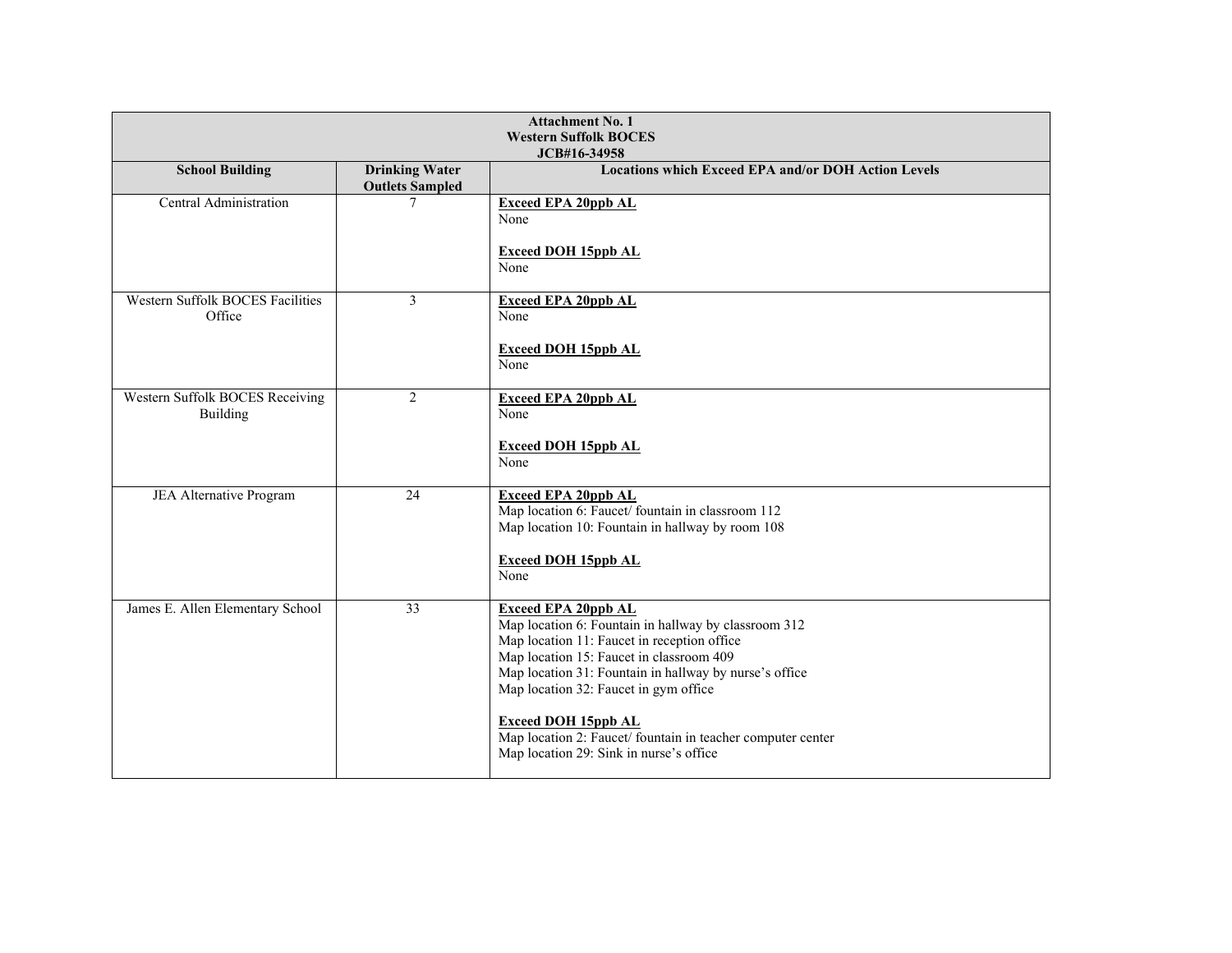| Attachment No. 1<br>Western Suffolk BOCES<br>JCB#16-34958 | | |
|---|---|---|
| **School Building** | **Drinking Water Outlets Sampled** | **Locations which Exceed EPA and/or DOH Action Levels** |
| Central Administration | 7 | **Exceed EPA 20ppb AL**<br>None<br><br>**Exceed DOH 15ppb AL**<br>None |
| Western Suffolk BOCES Facilities Office | 3 | **Exceed EPA 20ppb AL**<br>None<br><br>**Exceed DOH 15ppb AL**<br>None |
| Western Suffolk BOCES Receiving Building | 2 | **Exceed EPA 20ppb AL**<br>None<br><br>**Exceed DOH 15ppb AL**<br>None |
| JEA Alternative Program | 24 | **Exceed EPA 20ppb AL**<br>Map location 6: Faucet/ fountain in classroom 112<br>Map location 10: Fountain in hallway by room 108<br><br>**Exceed DOH 15ppb AL**<br>None |
| James E. Allen Elementary School | 33 | **Exceed EPA 20ppb AL**<br>Map location 6: Fountain in hallway by classroom 312<br>Map location 11: Faucet in reception office<br>Map location 15: Faucet in classroom 409<br>Map location 31: Fountain in hallway by nurse's office<br>Map location 32: Faucet in gym office<br><br>**Exceed DOH 15ppb AL**<br>Map location 2: Faucet/ fountain in teacher computer center<br>Map location 29: Sink in nurse's office |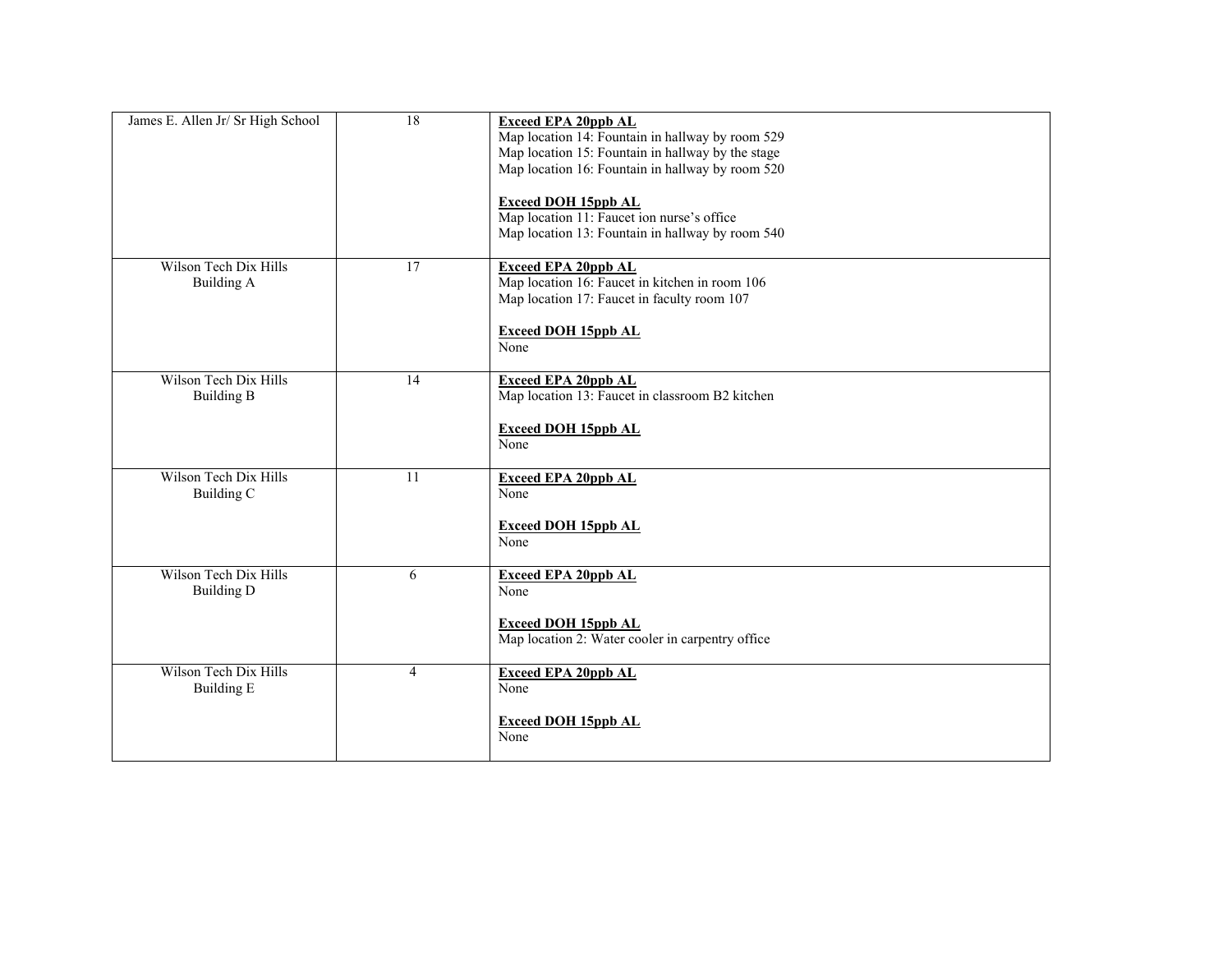| | | |
|---|---|---|
| James E. Allen Jr/ Sr High School | 18 | **Exceed EPA 20ppb AL**<br>Map location 14: Fountain in hallway by room 529<br>Map location 15: Fountain in hallway by the stage<br>Map location 16: Fountain in hallway by room 520<br><br>**Exceed DOH 15ppb AL**<br>Map location 11: Faucet ion nurse's office<br>Map location 13: Fountain in hallway by room 540 |
| Wilson Tech Dix Hills<br>Building A | 17 | **Exceed EPA 20ppb AL**<br>Map location 16: Faucet in kitchen in room 106<br>Map location 17: Faucet in faculty room 107<br><br>**Exceed DOH 15ppb AL**<br>None |
| Wilson Tech Dix Hills<br>Building B | 14 | **Exceed EPA 20ppb AL**<br>Map location 13: Faucet in classroom B2 kitchen<br><br>**Exceed DOH 15ppb AL**<br>None |
| Wilson Tech Dix Hills<br>Building C | 11 | **Exceed EPA 20ppb AL**<br>None<br><br>**Exceed DOH 15ppb AL**<br>None |
| Wilson Tech Dix Hills<br>Building D | 6 | **Exceed EPA 20ppb AL**<br>None<br><br>**Exceed DOH 15ppb AL**<br>Map location 2: Water cooler in carpentry office |
| Wilson Tech Dix Hills<br>Building E | 4 | **Exceed EPA 20ppb AL**<br>None<br><br>**Exceed DOH 15ppb AL**<br>None |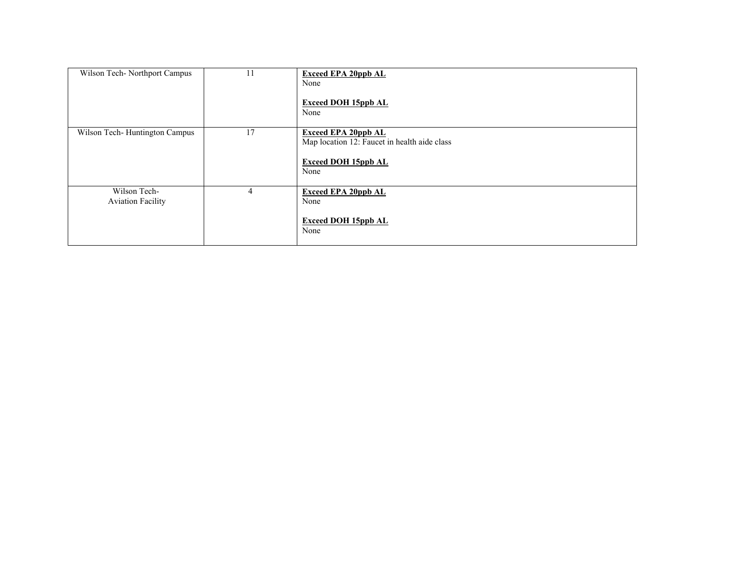| | | |
|---|---|---|
| Wilson Tech- Northport Campus | 11 | **Exceed EPA 20ppb AL**<br>None<br><br>**Exceed DOH 15ppb AL**<br>None |
| Wilson Tech- Huntington Campus | 17 | **Exceed EPA 20ppb AL**<br>Map location 12: Faucet in health aide class<br><br>**Exceed DOH 15ppb AL**<br>None |
| Wilson Tech-<br>Aviation Facility | 4 | **Exceed EPA 20ppb AL**<br>None<br><br>**Exceed DOH 15ppb AL**<br>None |